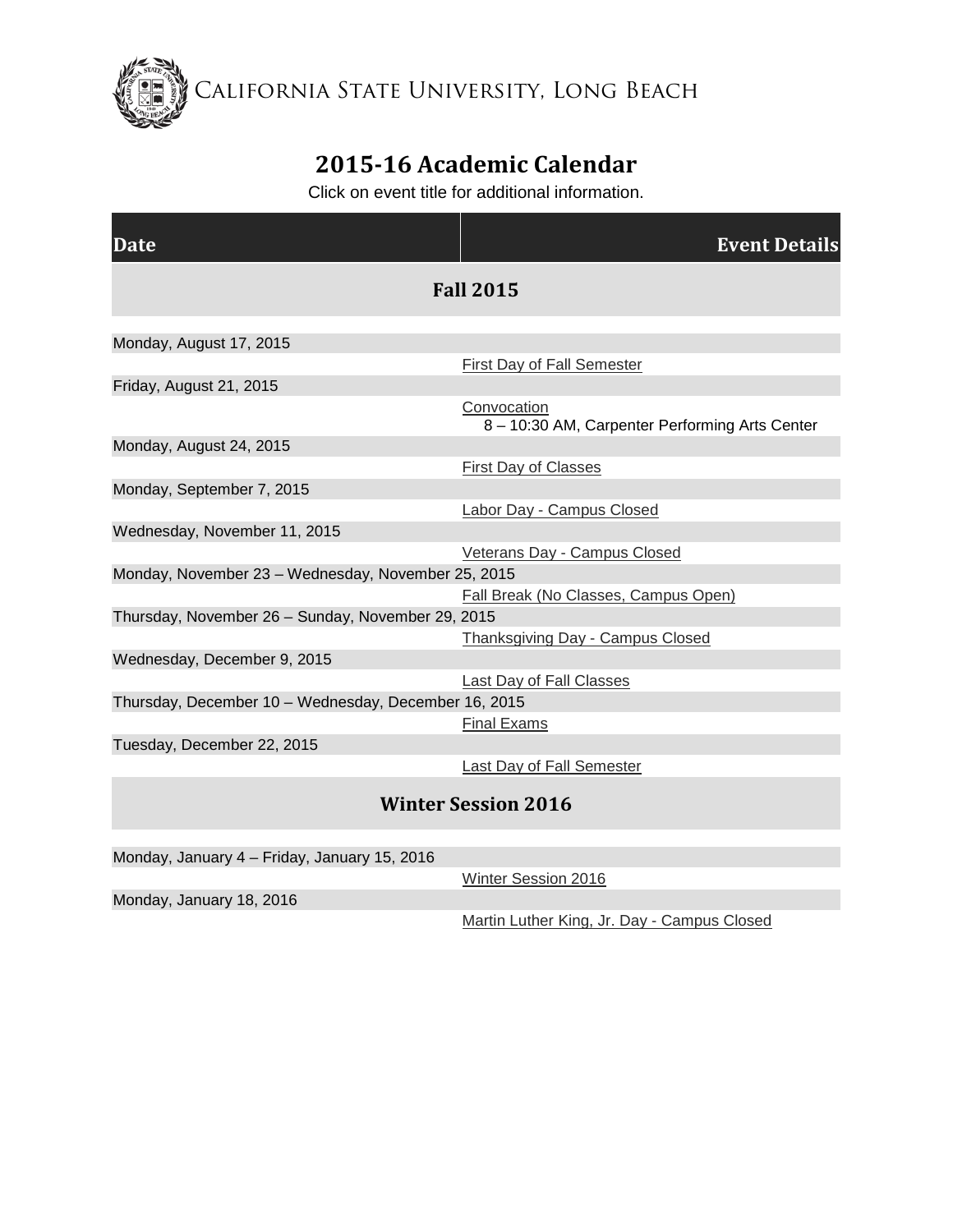California State University, Long Beach

# 2015-16 Academic Calendar

Click on event title for additional information.

| Date | Event Details |
|---|---|
| **Fall 2015** | |
| Monday, August 17, 2015 | First Day of Fall Semester |
| Friday, August 21, 2015 | Convocation<br>8 – 10:30 AM, Carpenter Performing Arts Center |
| Monday, August 24, 2015 | First Day of Classes |
| Monday, September 7, 2015 | Labor Day - Campus Closed |
| Wednesday, November 11, 2015 | Veterans Day - Campus Closed |
| Monday, November 23 – Wednesday, November 25, 2015 | Fall Break (No Classes, Campus Open) |
| Thursday, November 26 – Sunday, November 29, 2015 | Thanksgiving Day - Campus Closed |
| Wednesday, December 9, 2015 | Last Day of Fall Classes |
| Thursday, December 10 – Wednesday, December 16, 2015 | Final Exams |
| Tuesday, December 22, 2015 | Last Day of Fall Semester |
| **Winter Session 2016** | |
| Monday, January 4 – Friday, January 15, 2016 | Winter Session 2016 |
| Monday, January 18, 2016 | Martin Luther King, Jr. Day - Campus Closed |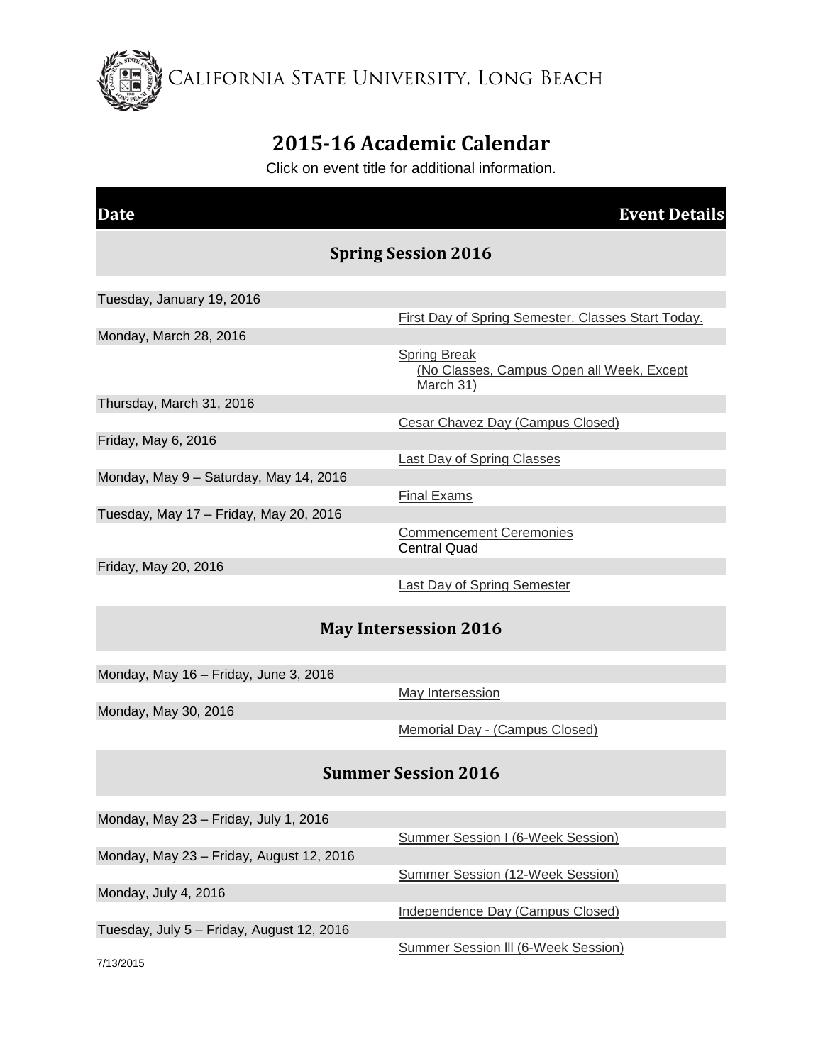California State University, Long Beach

# 2015-16 Academic Calendar

Click on event title for additional information.

| Date | Event Details |
|---|---|
| **Spring Session 2016** | |
| Tuesday, January 19, 2016 | First Day of Spring Semester. Classes Start Today. |
| Monday, March 28, 2016 | Spring Break (No Classes, Campus Open all Week, Except March 31) |
| Thursday, March 31, 2016 | Cesar Chavez Day (Campus Closed) |
| Friday, May 6, 2016 | Last Day of Spring Classes |
| Monday, May 9 – Saturday, May 14, 2016 | Final Exams |
| Tuesday, May 17 – Friday, May 20, 2016 | Commencement Ceremonies Central Quad |
| Friday, May 20, 2016 | Last Day of Spring Semester |
| **May Intersession 2016** | |
| Monday, May 16 – Friday, June 3, 2016 | May Intersession |
| Monday, May 30, 2016 | Memorial Day - (Campus Closed) |
| **Summer Session 2016** | |
| Monday, May 23 – Friday, July 1, 2016 | Summer Session I (6-Week Session) |
| Monday, May 23 – Friday, August 12, 2016 | Summer Session (12-Week Session) |
| Monday, July 4, 2016 | Independence Day (Campus Closed) |
| Tuesday, July 5 – Friday, August 12, 2016 | Summer Session lll (6-Week Session) |

7/13/2015